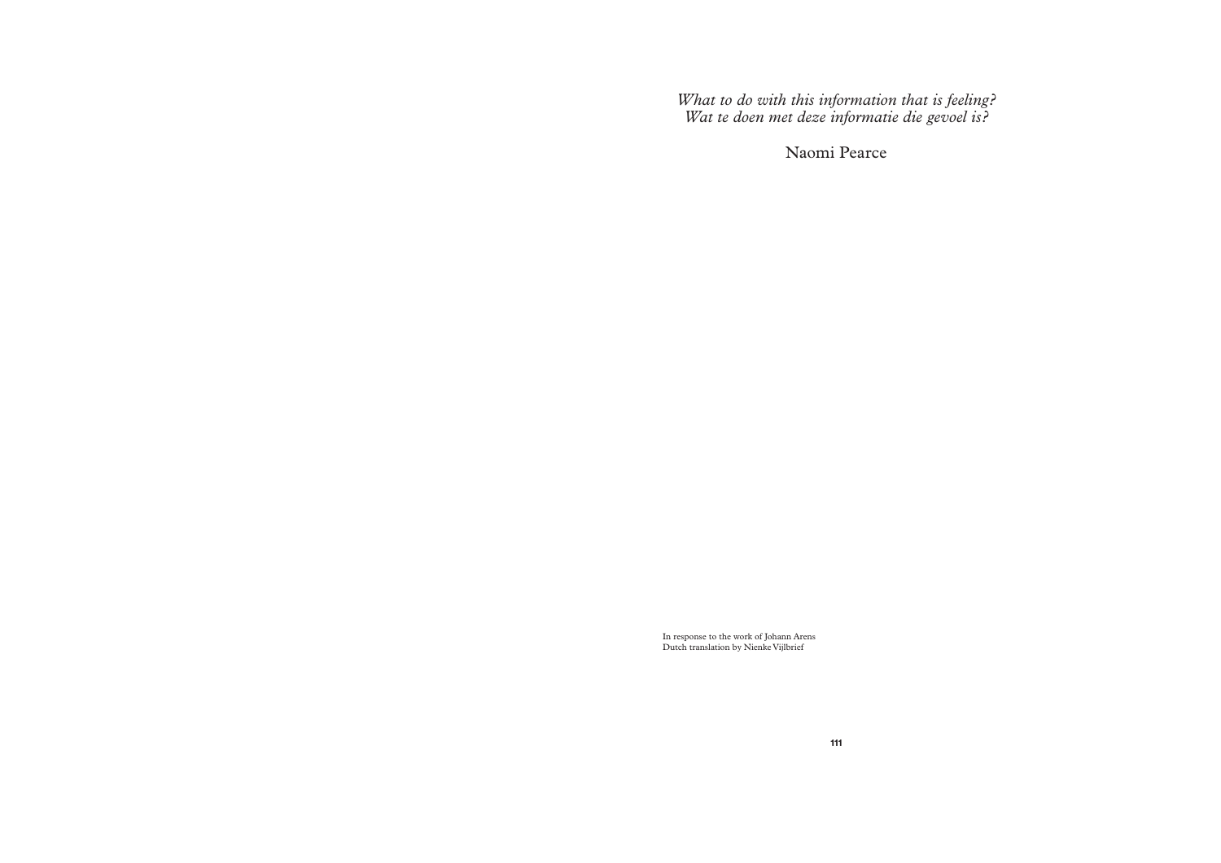# *What to do with this information that is feeling?*
# *Wat te doen met deze informatie die gevoel is?*

Naomi Pearce

In response to the work of Johann Arens
Dutch translation by Nienke Vijlbrief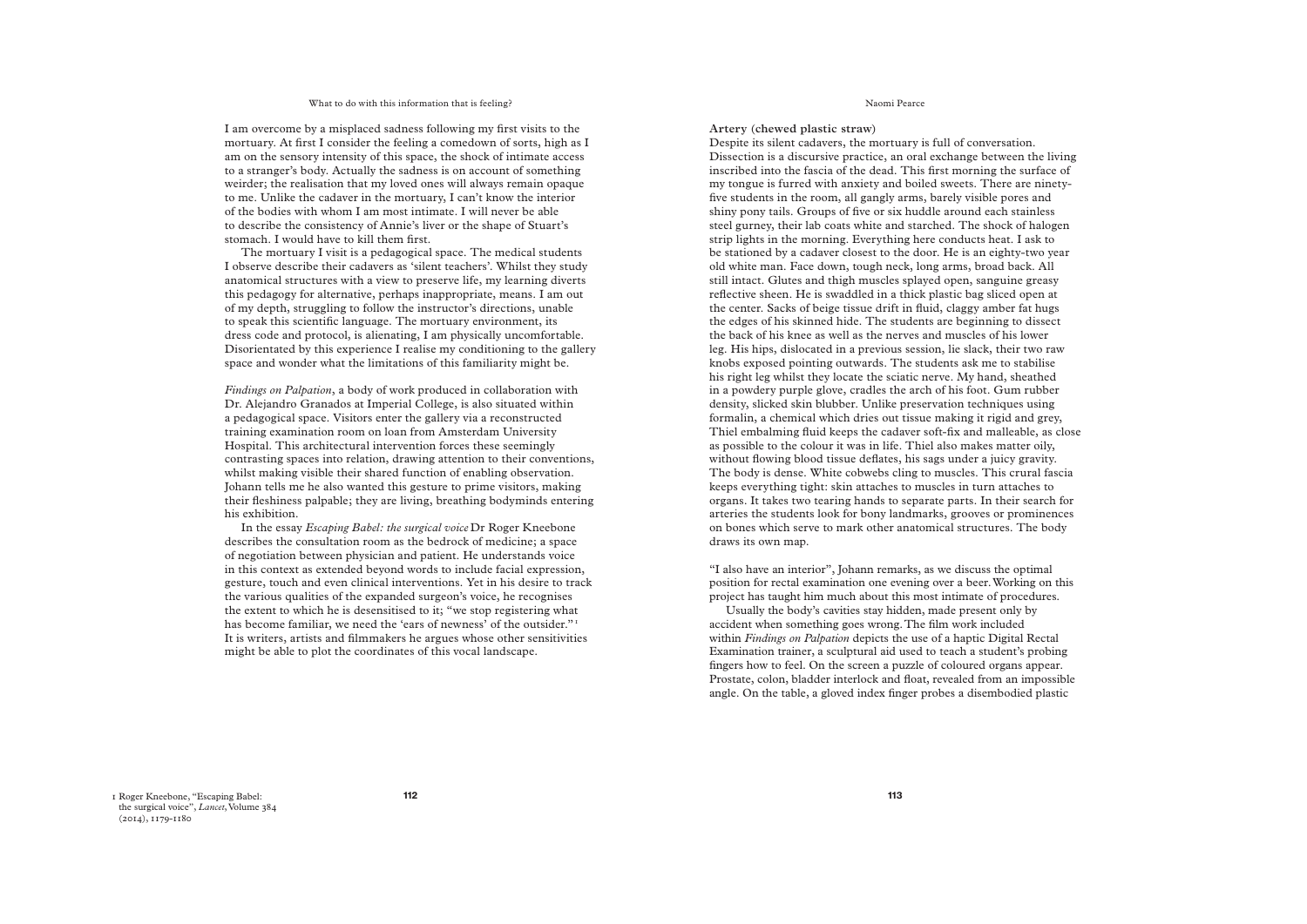I am overcome by a misplaced sadness following my first visits to the mortuary. At first I consider the feeling a comedown of sorts, high as I am on the sensory intensity of this space, the shock of intimate access to a stranger's body. Actually the sadness is on account of something weirder; the realisation that my loved ones will always remain opaque to me. Unlike the cadaver in the mortuary, I can't know the interior of the bodies with whom I am most intimate. I will never be able to describe the consistency of Annie's liver or the shape of Stuart's stomach. I would have to kill them first.

The mortuary I visit is a pedagogical space. The medical students I observe describe their cadavers as 'silent teachers'. Whilst they study anatomical structures with a view to preserve life, my learning diverts this pedagogy for alternative, perhaps inappropriate, means. I am out of my depth, struggling to follow the instructor's directions, unable to speak this scientific language. The mortuary environment, its dress code and protocol, is alienating, I am physically uncomfortable. Disorientated by this experience I realise my conditioning to the gallery space and wonder what the limitations of this familiarity might be.

*Findings on Palpation*, a body of work produced in collaboration with Dr. Alejandro Granados at Imperial College, is also situated within a pedagogical space. Visitors enter the gallery via a reconstructed training examination room on loan from Amsterdam University Hospital. This architectural intervention forces these seemingly contrasting spaces into relation, drawing attention to their conventions, whilst making visible their shared function of enabling observation. Johann tells me he also wanted this gesture to prime visitors, making their fleshiness palpable; they are living, breathing bodyminds entering his exhibition.

In the essay *Escaping Babel: the surgical voice* Dr Roger Kneebone describes the consultation room as the bedrock of medicine; a space of negotiation between physician and patient. He understands voice in this context as extended beyond words to include facial expression, gesture, touch and even clinical interventions. Yet in his desire to track the various qualities of the expanded surgeon's voice, he recognises the extent to which he is desensitised to it; "we stop registering what has become familiar, we need the 'ears of newness' of the outsider."[1] It is writers, artists and filmmakers he argues whose other sensitivities might be able to plot the coordinates of this vocal landscape.

**Artery (chewed plastic straw)**

Despite its silent cadavers, the mortuary is full of conversation. Dissection is a discursive practice, an oral exchange between the living inscribed into the fascia of the dead. This first morning the surface of my tongue is furred with anxiety and boiled sweets. There are ninety-five students in the room, all gangly arms, barely visible pores and shiny pony tails. Groups of five or six huddle around each stainless steel gurney, their lab coats white and starched. The shock of halogen strip lights in the morning. Everything here conducts heat. I ask to be stationed by a cadaver closest to the door. He is an eighty-two year old white man. Face down, tough neck, long arms, broad back. All still intact. Glutes and thigh muscles splayed open, sanguine greasy reflective sheen. He is swaddled in a thick plastic bag sliced open at the center. Sacks of beige tissue drift in fluid, claggy amber fat hugs the edges of his skinned hide. The students are beginning to dissect the back of his knee as well as the nerves and muscles of his lower leg. His hips, dislocated in a previous session, lie slack, their two raw knobs exposed pointing outwards. The students ask me to stabilise his right leg whilst they locate the sciatic nerve. My hand, sheathed in a powdery purple glove, cradles the arch of his foot. Gum rubber density, slicked skin blubber. Unlike preservation techniques using formalin, a chemical which dries out tissue making it rigid and grey, Thiel embalming fluid keeps the cadaver soft-fix and malleable, as close as possible to the colour it was in life. Thiel also makes matter oily, without flowing blood tissue deflates, his sags under a juicy gravity. The body is dense. White cobwebs cling to muscles. This crural fascia keeps everything tight: skin attaches to muscles in turn attaches to organs. It takes two tearing hands to separate parts. In their search for arteries the students look for bony landmarks, grooves or prominences on bones which serve to mark other anatomical structures. The body draws its own map.

"I also have an interior", Johann remarks, as we discuss the optimal position for rectal examination one evening over a beer. Working on this project has taught him much about this most intimate of procedures.

Usually the body's cavities stay hidden, made present only by accident when something goes wrong. The film work included within *Findings on Palpation* depicts the use of a haptic Digital Rectal Examination trainer, a sculptural aid used to teach a student's probing fingers how to feel. On the screen a puzzle of coloured organs appear. Prostate, colon, bladder interlock and float, revealed from an impossible angle. On the table, a gloved index finger probes a disembodied plastic

1 Roger Kneebone, "Escaping Babel: the surgical voice", *Lancet*, Volume 384 (2014), 1179-1180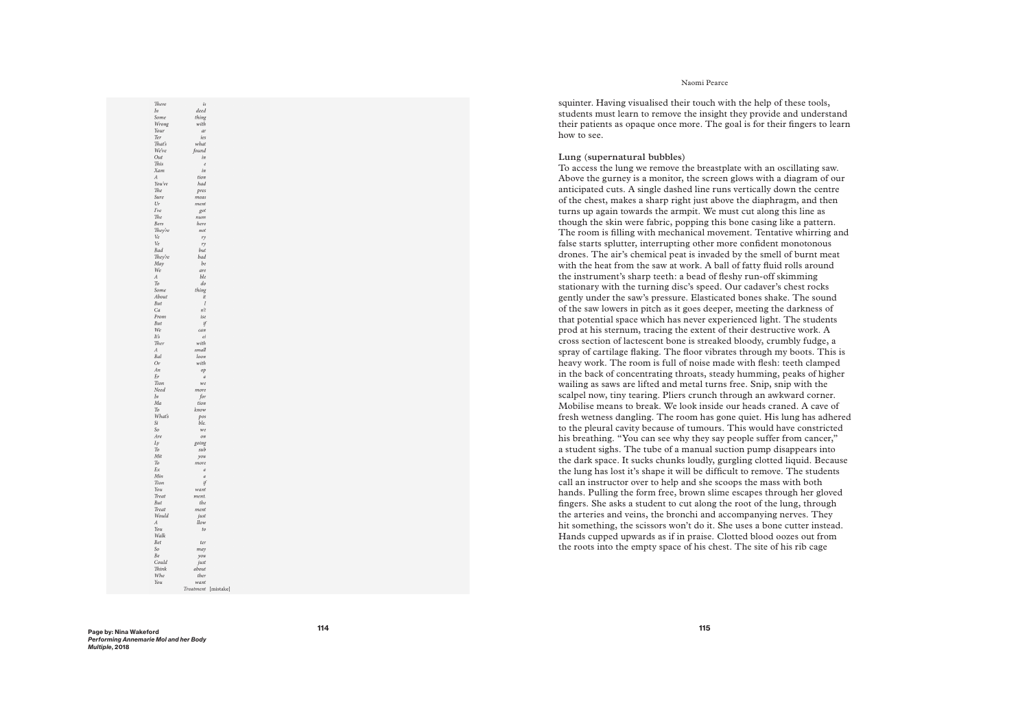| | |
|---|---|
| *There* | *is* |
| *In* | *deed* |
| *Some* | *thing* |
| *Wrong* | *with* |
| *Your* | *ar* |
| *Ter* | *ies* |
| *That's* | *what* |
| *We've* | *found* |
| *Out* | *in* |
| *This* | *e* |
| *Xam* | *in* |
| *A* | *tion* |
| *You've* | *had* |
| *The* | *pres* |
| *Sure* | *meas* |
| *Ur* | *ment* |
| *I've* | *got* |
| *The* | *num* |
| *Bers* | *here* |
| *They're* | *not* |
| *Ve* | *ry* |
| *Ve* | *ry* |
| *Bad* | *but* |
| *They're* | *bad* |
| *May* | *be* |
| *We* | *are* |
| *A* | *ble* |
| *To* | *do* |
| *Some* | *thing* |
| *About* | *it* |
| *But* | *I* |
| *Ca* | *n't* |
| *Prom* | *ise* |
| *But* | *if* |
| *We* | *can* |
| *It's* | *ei* |
| *Ther* | *with* |
| *A* | *small* |
| *Bal* | *loon* |
| *Or* | *with* |
| *An* | *op* |
| *Er* | *a* |
| *Tion* | *we* |
| *Need* | *more* |
| *In* | *for* |
| *Ma* | *tion* |
| *To* | *know* |
| *What's* | *pos* |
| *Si* | *ble.* |
| *So* | *we* |
| *Are* | *on* |
| *Ly* | *going* |
| *To* | *sub* |
| *Mit* | *you* |
| *To* | *more* |
| *Ex* | *a* |
| *Min* | *a* |
| *Tion* | *if* |
| *You* | *want* |
| *Treat* | *ment.* |
| *But* | *the* |
| *Treat* | *ment* |
| *Would* | *just* |
| *A* | *llow* |
| *You* | *to* |
| *Walk* | |
| *Bet* | *ter* |
| *So* | *may* |
| *Be* | *you* |
| *Could* | *just* |
| *Think* | *about* |
| *Whe* | *ther* |
| *You* | *want* |
| | *Treatment* [mistake] |

Page by: Nina Wakeford
*Performing Annemarie Mol and her Body Multiple*, 2018

squinter. Having visualised their touch with the help of these tools, students must learn to remove the insight they provide and understand their patients as opaque once more. The goal is for their fingers to learn how to see.

### Lung (supernatural bubbles)

To access the lung we remove the breastplate with an oscillating saw. Above the gurney is a monitor, the screen glows with a diagram of our anticipated cuts. A single dashed line runs vertically down the centre of the chest, makes a sharp right just above the diaphragm, and then turns up again towards the armpit. We must cut along this line as though the skin were fabric, popping this bone casing like a pattern. The room is filling with mechanical movement. Tentative whirring and false starts splutter, interrupting other more confident monotonous drones. The air's chemical peat is invaded by the smell of burnt meat with the heat from the saw at work. A ball of fatty fluid rolls around the instrument's sharp teeth: a bead of fleshy run-off skimming stationary with the turning disc's speed. Our cadaver's chest rocks gently under the saw's pressure. Elasticated bones shake. The sound of the saw lowers in pitch as it goes deeper, meeting the darkness of that potential space which has never experienced light. The students prod at his sternum, tracing the extent of their destructive work. A cross section of lactescent bone is streaked bloody, crumbly fudge, a spray of cartilage flaking. The floor vibrates through my boots. This is heavy work. The room is full of noise made with flesh: teeth clamped in the back of concentrating throats, steady humming, peaks of higher wailing as saws are lifted and metal turns free. Snip, snip with the scalpel now, tiny tearing. Pliers crunch through an awkward corner. Mobilise means to break. We look inside our heads craned. A cave of fresh wetness dangling. The room has gone quiet. His lung has adhered to the pleural cavity because of tumours. This would have constricted his breathing. "You can see why they say people suffer from cancer," a student sighs. The tube of a manual suction pump disappears into the dark space. It sucks chunks loudly, gurgling clotted liquid. Because the lung has lost it's shape it will be difficult to remove. The students call an instructor over to help and she scoops the mass with both hands. Pulling the form free, brown slime escapes through her gloved fingers. She asks a student to cut along the root of the lung, through the arteries and veins, the bronchi and accompanying nerves. They hit something, the scissors won't do it. She uses a bone cutter instead. Hands cupped upwards as if in praise. Clotted blood oozes out from the roots into the empty space of his chest. The site of his rib cage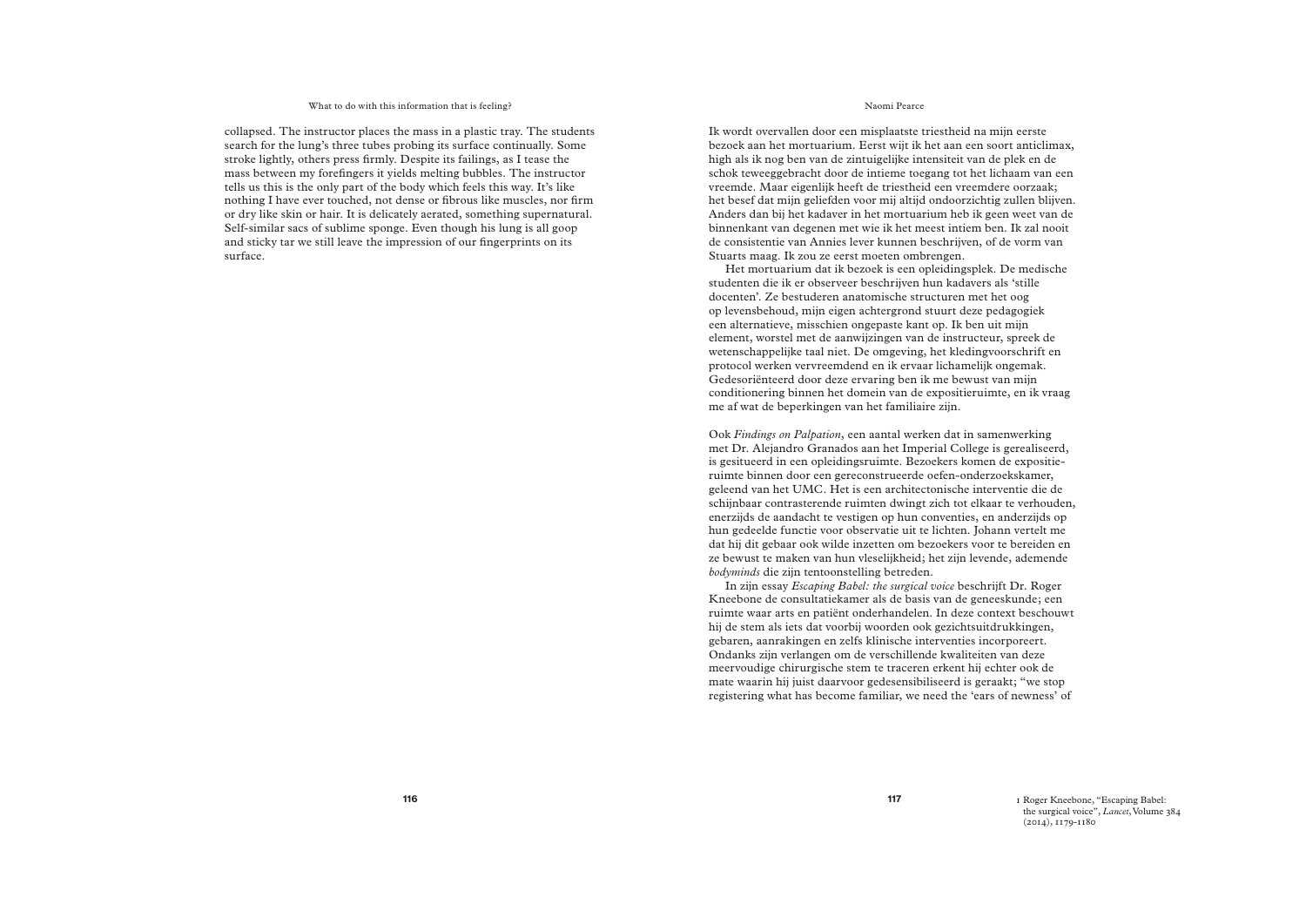collapsed. The instructor places the mass in a plastic tray. The students search for the lung's three tubes probing its surface continually. Some stroke lightly, others press firmly. Despite its failings, as I tease the mass between my forefingers it yields melting bubbles. The instructor tells us this is the only part of the body which feels this way. It's like nothing I have ever touched, not dense or fibrous like muscles, nor firm or dry like skin or hair. It is delicately aerated, something supernatural. Self-similar sacs of sublime sponge. Even though his lung is all goop and sticky tar we still leave the impression of our fingerprints on its surface.

Ik wordt overvallen door een misplaatste triestheid na mijn eerste bezoek aan het mortuarium. Eerst wijt ik het aan een soort anticlimax, high als ik nog ben van de zintuigelijke intensiteit van de plek en de schok teweeggebracht door de intieme toegang tot het lichaam van een vreemde. Maar eigenlijk heeft de triestheid een vreemdere oorzaak; het besef dat mijn geliefden voor mij altijd ondoorzichtig zullen blijven. Anders dan bij het kadaver in het mortuarium heb ik geen weet van de binnenkant van degenen met wie ik het meest intiem ben. Ik zal nooit de consistentie van Annies lever kunnen beschrijven, of de vorm van Stuarts maag. Ik zou ze eerst moeten ombrengen.

Het mortuarium dat ik bezoek is een opleidingsplek. De medische studenten die ik er observeer beschrijven hun kadavers als 'stille docenten'. Ze bestuderen anatomische structuren met het oog op levensbehoud, mijn eigen achtergrond stuurt deze pedagogiek een alternatieve, misschien ongepaste kant op. Ik ben uit mijn element, worstel met de aanwijzingen van de instructeur, spreek de wetenschappelijke taal niet. De omgeving, het kledingvoorschrift en protocol werken vervreemdend en ik ervaar lichamelijk ongemak. Gedesoriënteerd door deze ervaring ben ik me bewust van mijn conditionering binnen het domein van de expositieruimte, en ik vraag me af wat de beperkingen van het familiaire zijn.

Ook *Findings on Palpation*, een aantal werken dat in samenwerking met Dr. Alejandro Granados aan het Imperial College is gerealiseerd, is gesitueerd in een opleidingsruimte. Bezoekers komen de expositieruimte binnen door een gereconstrueerde oefen-onderzoekskamer, geleend van het UMC. Het is een architectonische interventie die de schijnbaar contrasterende ruimten dwingt zich tot elkaar te verhouden, enerzijds de aandacht te vestigen op hun conventies, en anderzijds op hun gedeelde functie voor observatie uit te lichten. Johann vertelt me dat hij dit gebaar ook wilde inzetten om bezoekers voor te bereiden en ze bewust te maken van hun vleselijkheid; het zijn levende, ademende *bodyminds* die zijn tentoonstelling betreden.

In zijn essay *Escaping Babel: the surgical voice* beschrijft Dr. Roger Kneebone de consultatiekamer als de basis van de geneeskunde; een ruimte waar arts en patiënt onderhandelen. In deze context beschouwt hij de stem als iets dat voorbij woorden ook gezichtsuitdrukkingen, gebaren, aanrakingen en zelfs klinische interventies incorporeert. Ondanks zijn verlangen om de verschillende kwaliteiten van deze meervoudige chirurgische stem te traceren erkent hij echter ook de mate waarin hij juist daarvoor gedesensibiliseerd is geraakt; "we stop registering what has become familiar, we need the 'ears of newness' of

1 Roger Kneebone, "Escaping Babel: the surgical voice", *Lancet*, Volume 384 (2014), 1179-1180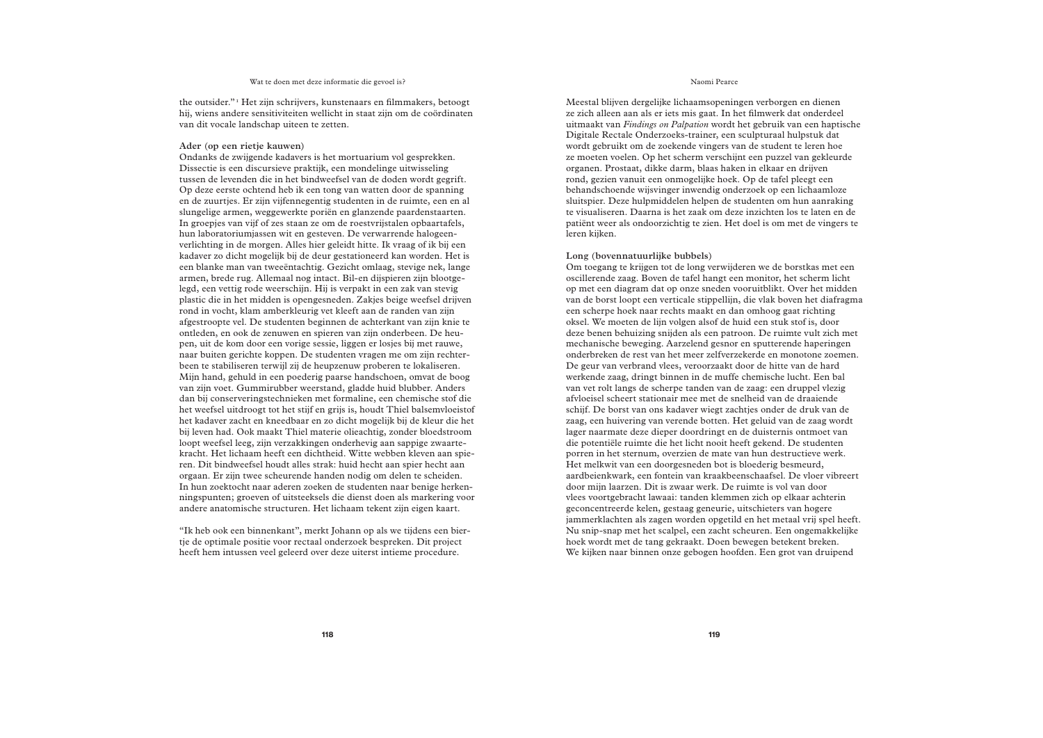the outsider."[1] Het zijn schrijvers, kunstenaars en filmmakers, betoogt hij, wiens andere sensitiviteiten wellicht in staat zijn om de coördinaten van dit vocale landschap uiteen te zetten.

**Ader (op een rietje kauwen)**

Ondanks de zwijgende kadavers is het mortuarium vol gesprekken. Dissectie is een discursieve praktijk, een mondelinge uitwisseling tussen de levenden die in het bindweefsel van de doden wordt gegrift. Op deze eerste ochtend heb ik een tong van watten door de spanning en de zuurtjes. Er zijn vijfennegentig studenten in de ruimte, een en al slungelige armen, weggewerkte poriën en glanzende paardenstaarten. In groepjes van vijf of zes staan ze om de roestvrijstalen opbaartafels, hun laboratoriumjassen wit en gesteven. De verwarrende halogeenverlichting in de morgen. Alles hier geleidt hitte. Ik vraag of ik bij een kadaver zo dicht mogelijk bij de deur gestationeerd kan worden. Het is een blanke man van tweeëntachtig. Gezicht omlaag, stevige nek, lange armen, brede rug. Allemaal nog intact. Bil-en dijspieren zijn blootgelegd, een vettig rode weerschijn. Hij is verpakt in een zak van stevig plastic die in het midden is opengesneden. Zakjes beige weefsel drijven rond in vocht, klam amberkleurig vet kleeft aan de randen van zijn afgestroopte vel. De studenten beginnen de achterkant van zijn knie te ontleden, en ook de zenuwen en spieren van zijn onderbeen. De heupen, uit de kom door een vorige sessie, liggen er losjes bij met rauwe, naar buiten gerichte koppen. De studenten vragen me om zijn rechterbeen te stabiliseren terwijl zij de heupzenuw proberen te lokaliseren. Mijn hand, gehuld in een poederig paarse handschoen, omvat de boog van zijn voet. Gummirubber weerstand, gladde huid blubber. Anders dan bij conserveringstechnieken met formaline, een chemische stof die het weefsel uitdroogt tot het stijf en grijs is, houdt Thiel balsemvloeistof het kadaver zacht en kneedbaar en zo dicht mogelijk bij de kleur die het bij leven had. Ook maakt Thiel materie olieachtig, zonder bloedstroom loopt weefsel leeg, zijn verzakkingen onderhevig aan sappige zwaartekracht. Het lichaam heeft een dichtheid. Witte webben kleven aan spieren. Dit bindweefsel houdt alles strak: huid hecht aan spier hecht aan orgaan. Er zijn twee scheurende handen nodig om delen te scheiden. In hun zoektocht naar aderen zoeken de studenten naar benige herkenningspunten; groeven of uitsteeksels die dienst doen als markering voor andere anatomische structuren. Het lichaam tekent zijn eigen kaart.

"Ik heb ook een binnenkant", merkt Johann op als we tijdens een biertje de optimale positie voor rectaal onderzoek bespreken. Dit project heeft hem intussen veel geleerd over deze uiterst intieme procedure.

Meestal blijven dergelijke lichaamsopeningen verborgen en dienen ze zich alleen aan als er iets mis gaat. In het filmwerk dat onderdeel uitmaakt van *Findings on Palpation* wordt het gebruik van een haptische Digitale Rectale Onderzoeks-trainer, een sculpturaal hulpstuk dat wordt gebruikt om de zoekende vingers van de student te leren hoe ze moeten voelen. Op het scherm verschijnt een puzzel van gekleurde organen. Prostaat, dikke darm, blaas haken in elkaar en drijven rond, gezien vanuit een onmogelijke hoek. Op de tafel pleegt een behandschoende wijsvinger inwendig onderzoek op een lichaamloze sluitspier. Deze hulpmiddelen helpen de studenten om hun aanraking te visualiseren. Daarna is het zaak om deze inzichten los te laten en de patiënt weer als ondoorzichtig te zien. Het doel is om met de vingers te leren kijken.

**Long (bovennatuurlijke bubbels)**

Om toegang te krijgen tot de long verwijderen we de borstkas met een oscillerende zaag. Boven de tafel hangt een monitor, het scherm licht op met een diagram dat op onze sneden vooruitblikt. Over het midden van de borst loopt een verticale stippellijn, die vlak boven het diafragma een scherpe hoek naar rechts maakt en dan omhoog gaat richting oksel. We moeten de lijn volgen alsof de huid een stuk stof is, door deze benen behuizing snijden als een patroon. De ruimte vult zich met mechanische beweging. Aarzelend gesnor en sputterende haperingen onderbreken de rest van het meer zelfverzekerde en monotone zoemen. De geur van verbrand vlees, veroorzaakt door de hitte van de hard werkende zaag, dringt binnen in de muffe chemische lucht. Een bal van vet rolt langs de scherpe tanden van de zaag: een druppel vlezig afvloeisel scheert stationair mee met de snelheid van de draaiende schijf. De borst van ons kadaver wiegt zachtjes onder de druk van de zaag, een huivering van verende botten. Het geluid van de zaag wordt lager naarmate deze dieper doordringt en de duisternis ontmoet van die potentiële ruimte die het licht nooit heeft gekend. De studenten porren in het sternum, overzien de mate van hun destructieve werk. Het melkwit van een doorgesneden bot is bloederig besmeurd, aardbeienkwark, een fontein van kraakbeenschaafsel. De vloer vibreert door mijn laarzen. Dit is zwaar werk. De ruimte is vol van door vlees voortgebracht lawaai: tanden klemmen zich op elkaar achterin geconcentreerde kelen, gestaag geneurie, uitschieters van hogere jammerklachten als zagen worden opgetild en het metaal vrij spel heeft. Nu snip-snap met het scalpel, een zacht scheuren. Een ongemakkelijke hoek wordt met de tang gekraakt. Doen bewegen betekent breken. We kijken naar binnen onze gebogen hoofden. Een grot van druipend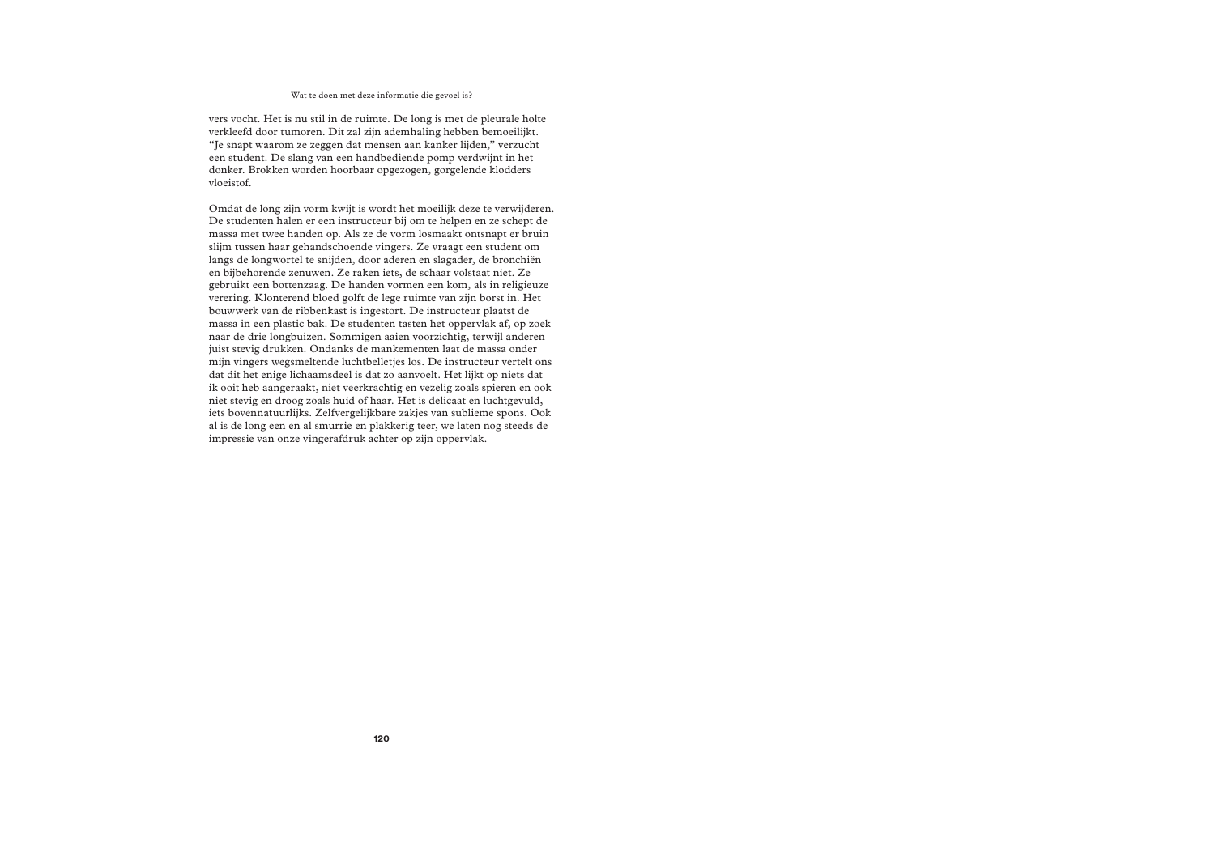vers vocht. Het is nu stil in de ruimte. De long is met de pleurale holte verkleefd door tumoren. Dit zal zijn ademhaling hebben bemoeilijkt. "Je snapt waarom ze zeggen dat mensen aan kanker lijden," verzucht een student. De slang van een handbediende pomp verdwijnt in het donker. Brokken worden hoorbaar opgezogen, gorgelende klodders vloeistof.

Omdat de long zijn vorm kwijt is wordt het moeilijk deze te verwijderen. De studenten halen er een instructeur bij om te helpen en ze schept de massa met twee handen op. Als ze de vorm losmaakt ontsnapt er bruin slijm tussen haar gehandschoende vingers. Ze vraagt een student om langs de longwortel te snijden, door aderen en slagader, de bronchiën en bijbehorende zenuwen. Ze raken iets, de schaar volstaat niet. Ze gebruikt een bottenzaag. De handen vormen een kom, als in religieuze verering. Klonterend bloed golft de lege ruimte van zijn borst in. Het bouwwerk van de ribbenkast is ingestort. De instructeur plaatst de massa in een plastic bak. De studenten tasten het oppervlak af, op zoek naar de drie longbuizen. Sommigen aaien voorzichtig, terwijl anderen juist stevig drukken. Ondanks de mankementen laat de massa onder mijn vingers wegsmeltende luchtbelletjes los. De instructeur vertelt ons dat dit het enige lichaamsdeel is dat zo aanvoelt. Het lijkt op niets dat ik ooit heb aangeraakt, niet veerkrachtig en vezelig zoals spieren en ook niet stevig en droog zoals huid of haar. Het is delicaat en luchtgevuld, iets bovennatuurlijks. Zelfvergelijkbare zakjes van sublieme spons. Ook al is de long een en al smurrie en plakkerig teer, we laten nog steeds de impressie van onze vingerafdruk achter op zijn oppervlak.